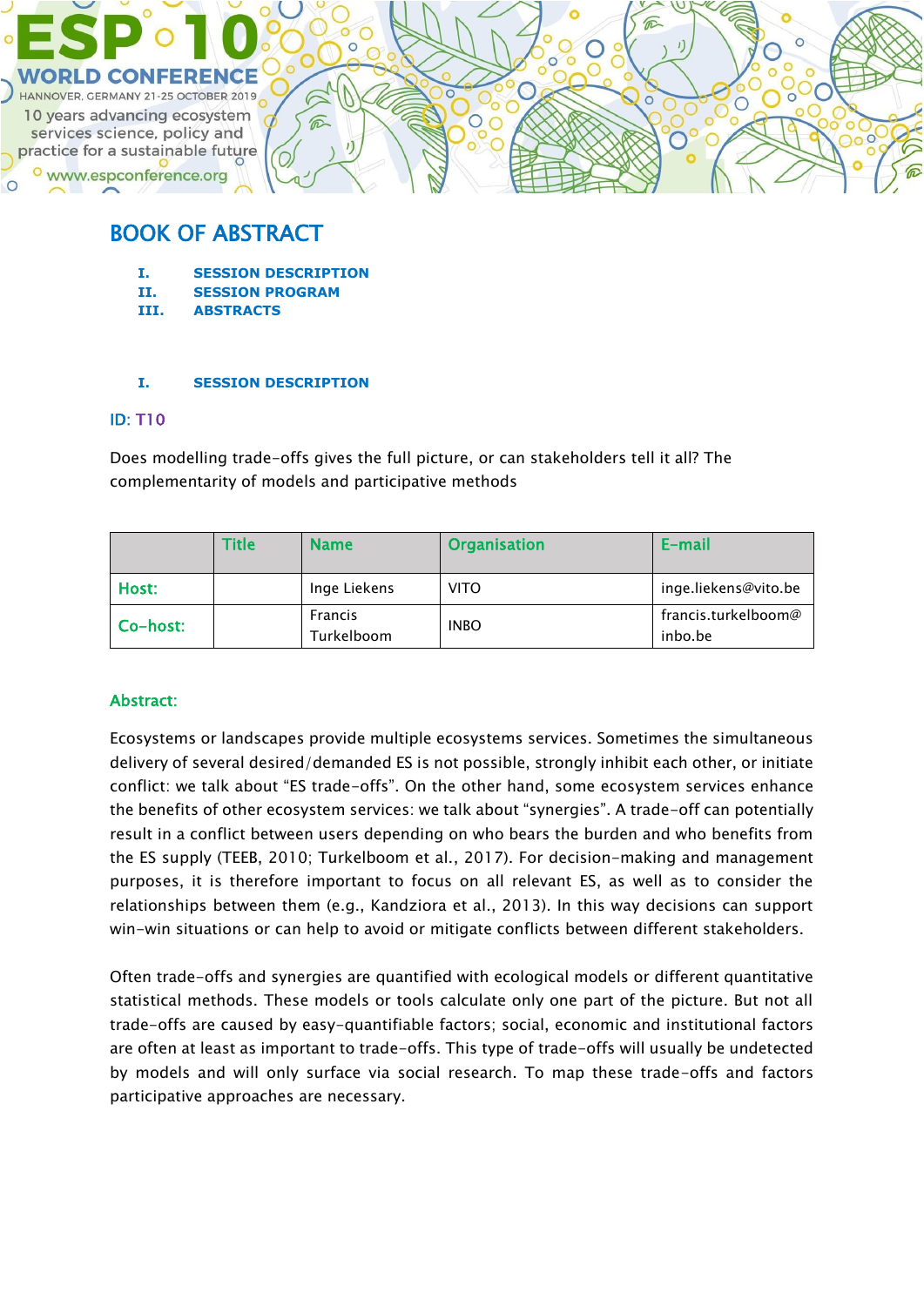# ESP 10 WORLD CONFERENCE

HANNOVER, GERMANY 21-25 OCTOBER 2019

10 years advancing ecosystem services science, policy and practice for a sustainable future

www.espconference.org

# BOOK OF ABSTRACT

I. SESSION DESCRIPTION
II. SESSION PROGRAM
III. ABSTRACTS

## I. SESSION DESCRIPTION

ID: T10

Does modelling trade-offs gives the full picture, or can stakeholders tell it all? The complementarity of models and participative methods

| | Title | Name | Organisation | E-mail |
|---|---|---|---|---|
| Host: | | Inge Liekens | VITO | inge.liekens@vito.be |
| Co-host: | | Francis Turkelboom | INBO | francis.turkelboom@inbo.be |

**Abstract:**

Ecosystems or landscapes provide multiple ecosystems services. Sometimes the simultaneous delivery of several desired/demanded ES is not possible, strongly inhibit each other, or initiate conflict: we talk about "ES trade-offs". On the other hand, some ecosystem services enhance the benefits of other ecosystem services: we talk about "synergies". A trade-off can potentially result in a conflict between users depending on who bears the burden and who benefits from the ES supply (TEEB, 2010; Turkelboom et al., 2017). For decision-making and management purposes, it is therefore important to focus on all relevant ES, as well as to consider the relationships between them (e.g., Kandziora et al., 2013). In this way decisions can support win-win situations or can help to avoid or mitigate conflicts between different stakeholders.

Often trade-offs and synergies are quantified with ecological models or different quantitative statistical methods. These models or tools calculate only one part of the picture. But not all trade-offs are caused by easy-quantifiable factors; social, economic and institutional factors are often at least as important to trade-offs. This type of trade-offs will usually be undetected by models and will only surface via social research. To map these trade-offs and factors participative approaches are necessary.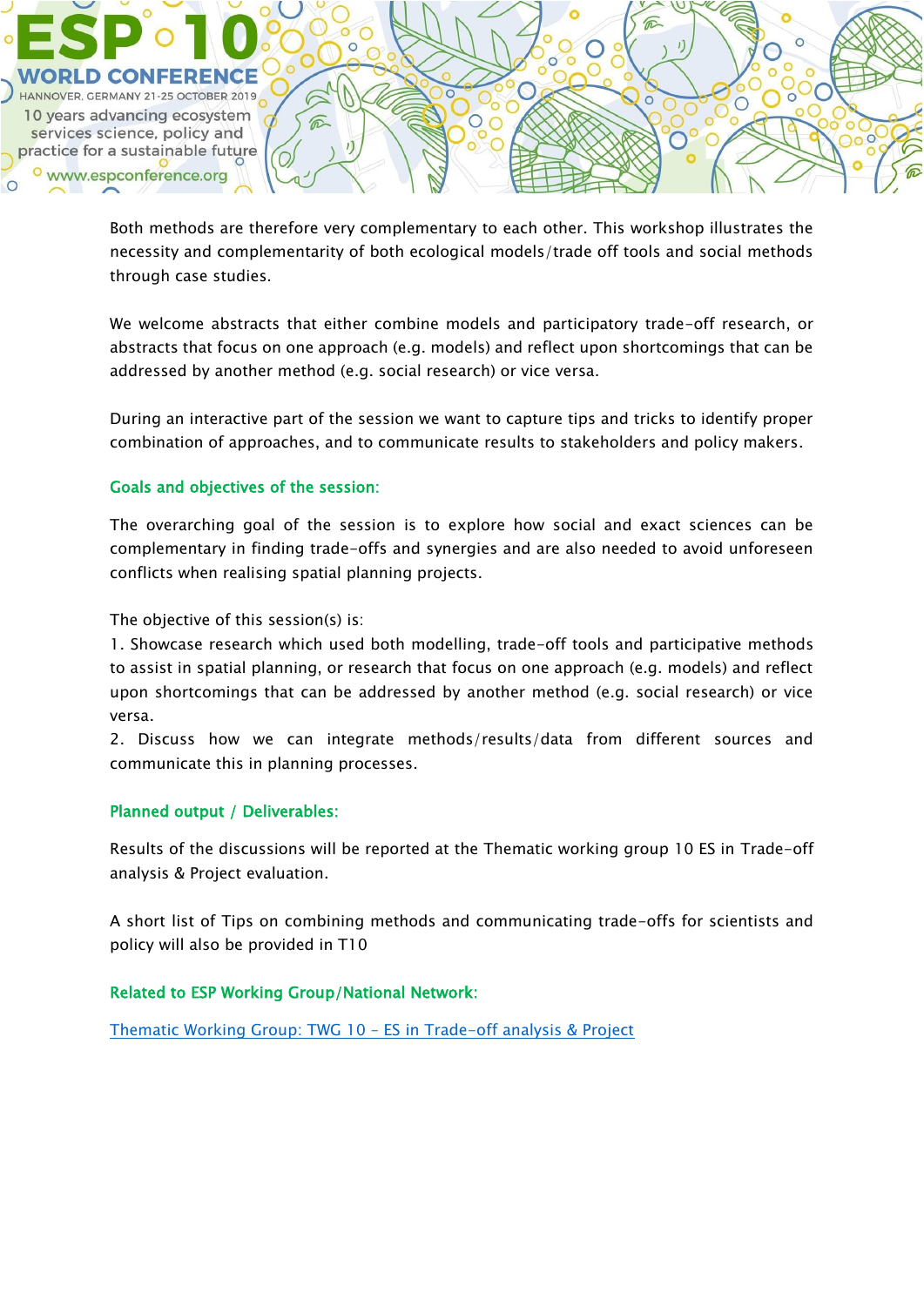Both methods are therefore very complementary to each other. This workshop illustrates the necessity and complementarity of both ecological models/trade off tools and social methods through case studies.

We welcome abstracts that either combine models and participatory trade-off research, or abstracts that focus on one approach (e.g. models) and reflect upon shortcomings that can be addressed by another method (e.g. social research) or vice versa.

During an interactive part of the session we want to capture tips and tricks to identify proper combination of approaches, and to communicate results to stakeholders and policy makers.

### Goals and objectives of the session:

The overarching goal of the session is to explore how social and exact sciences can be complementary in finding trade-offs and synergies and are also needed to avoid unforeseen conflicts when realising spatial planning projects.

The objective of this session(s) is:

1. Showcase research which used both modelling, trade-off tools and participative methods to assist in spatial planning, or research that focus on one approach (e.g. models) and reflect upon shortcomings that can be addressed by another method (e.g. social research) or vice versa.
2. Discuss how we can integrate methods/results/data from different sources and communicate this in planning processes.

### Planned output / Deliverables:

Results of the discussions will be reported at the Thematic working group 10 ES in Trade-off analysis & Project evaluation.

A short list of Tips on combining methods and communicating trade-offs for scientists and policy will also be provided in T10

### Related to ESP Working Group/National Network:

Thematic Working Group: TWG 10 – ES in Trade-off analysis & Project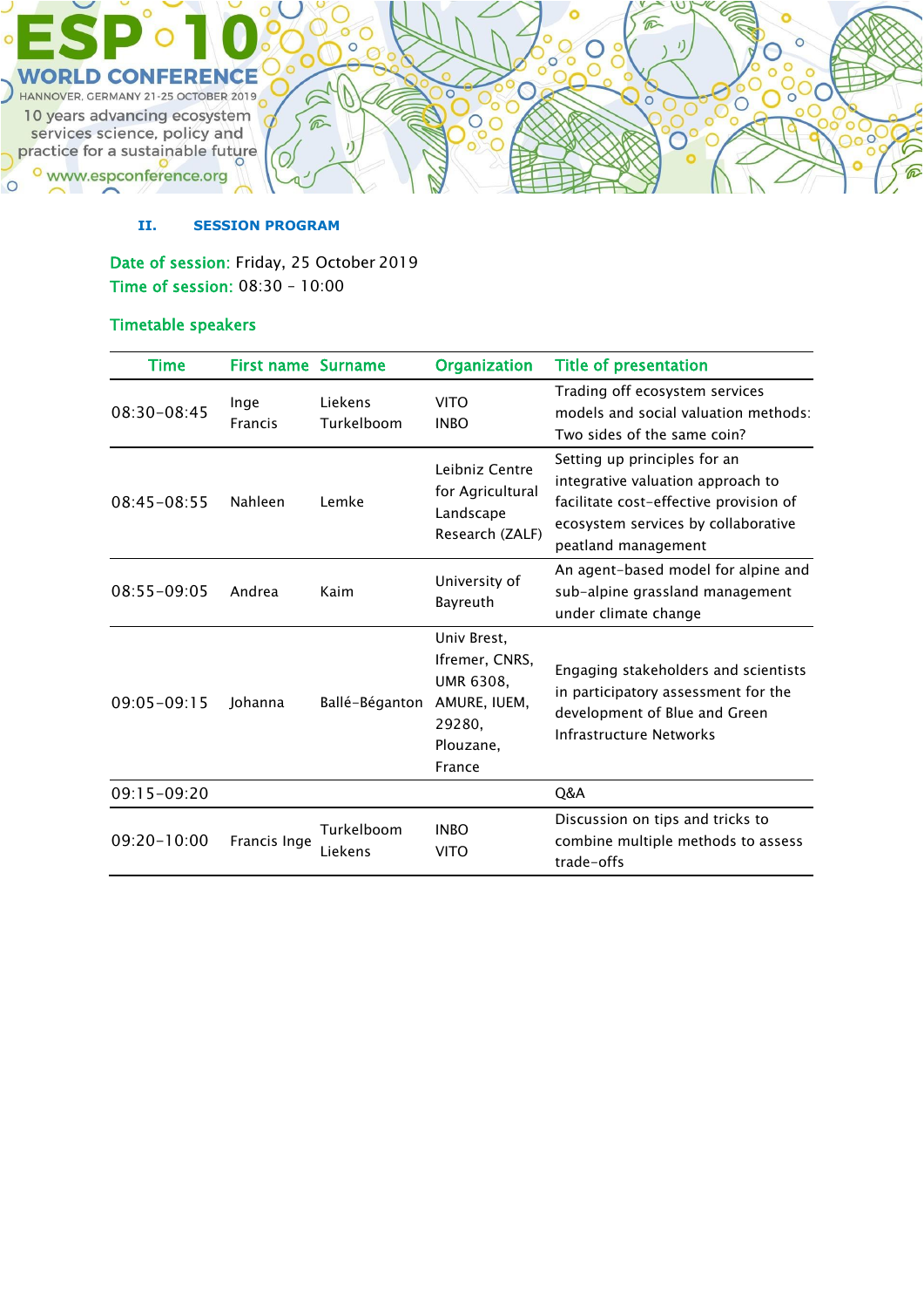## II. SESSION PROGRAM

Date of session: Friday, 25 October 2019
Time of session: 08:30 – 10:00

### Timetable speakers

| Time | First name | Surname | Organization | Title of presentation |
|---|---|---|---|---|
| 08:30-08:45 | Inge Francis | Liekens Turkelboom | VITO INBO | Trading off ecosystem services models and social valuation methods: Two sides of the same coin? |
| 08:45-08:55 | Nahleen | Lemke | Leibniz Centre for Agricultural Landscape Research (ZALF) | Setting up principles for an integrative valuation approach to facilitate cost-effective provision of ecosystem services by collaborative peatland management |
| 08:55-09:05 | Andrea | Kaim | University of Bayreuth | An agent-based model for alpine and sub-alpine grassland management under climate change |
| 09:05-09:15 | Johanna | Ballé-Béganton | Univ Brest, Ifremer, CNRS, UMR 6308, AMURE, IUEM, 29280, Plouzane, France | Engaging stakeholders and scientists in participatory assessment for the development of Blue and Green Infrastructure Networks |
| 09:15-09:20 | | | | Q&A |
| 09:20-10:00 | Francis Inge | Turkelboom Liekens | INBO VITO | Discussion on tips and tricks to combine multiple methods to assess trade-offs |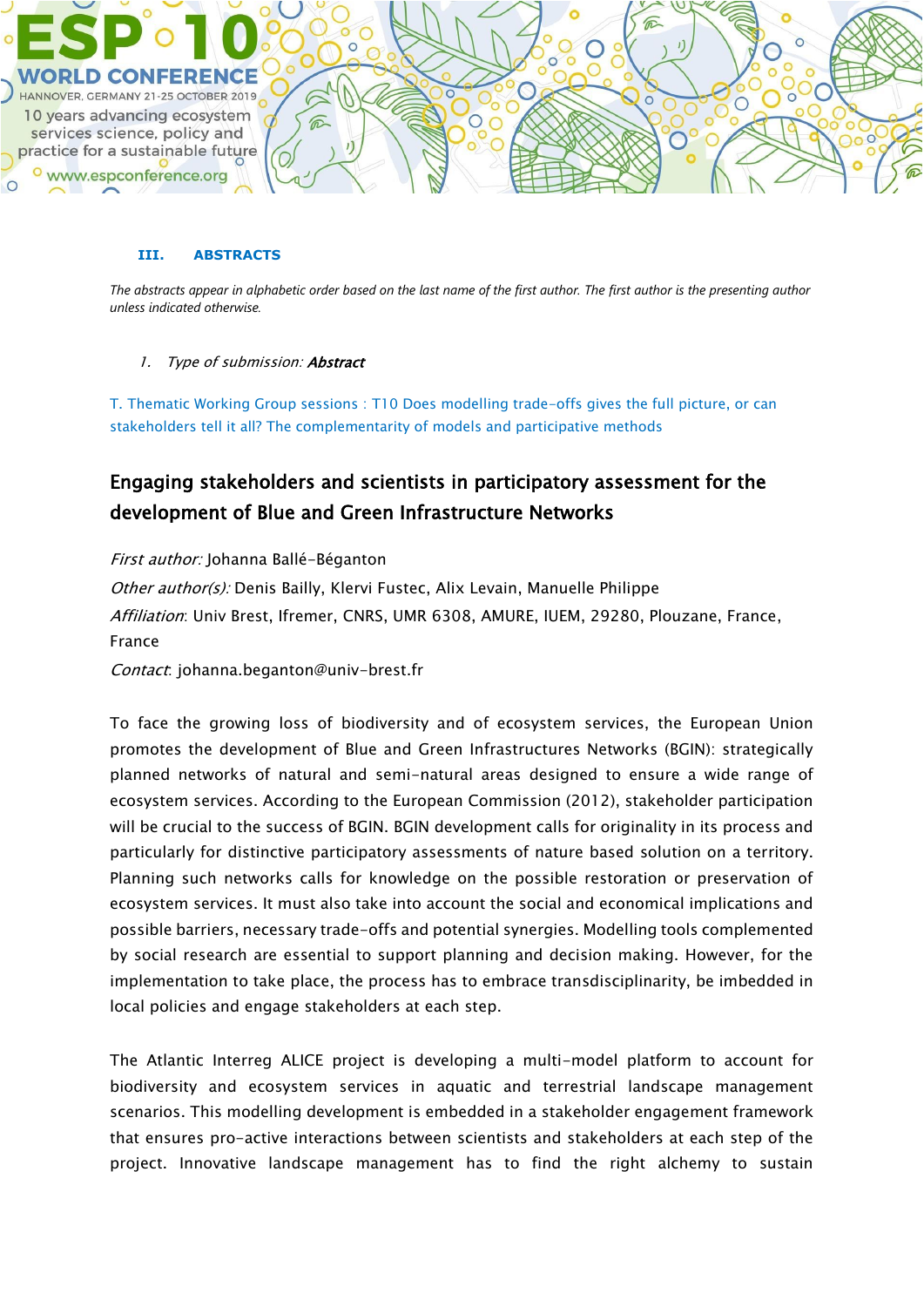## III. ABSTRACTS

*The abstracts appear in alphabetic order based on the last name of the first author. The first author is the presenting author unless indicated otherwise.*

1. *Type of submission:* ***Abstract***

T. Thematic Working Group sessions : T10 Does modelling trade-offs gives the full picture, or can stakeholders tell it all? The complementarity of models and participative methods

### Engaging stakeholders and scientists in participatory assessment for the development of Blue and Green Infrastructure Networks

*First author:* Johanna Ballé-Béganton

*Other author(s):* Denis Bailly, Klervi Fustec, Alix Levain, Manuelle Philippe

*Affiliation*: Univ Brest, Ifremer, CNRS, UMR 6308, AMURE, IUEM, 29280, Plouzane, France, France

*Contact*: johanna.beganton@univ-brest.fr

To face the growing loss of biodiversity and of ecosystem services, the European Union promotes the development of Blue and Green Infrastructures Networks (BGIN): strategically planned networks of natural and semi-natural areas designed to ensure a wide range of ecosystem services. According to the European Commission (2012), stakeholder participation will be crucial to the success of BGIN. BGIN development calls for originality in its process and particularly for distinctive participatory assessments of nature based solution on a territory. Planning such networks calls for knowledge on the possible restoration or preservation of ecosystem services. It must also take into account the social and economical implications and possible barriers, necessary trade-offs and potential synergies. Modelling tools complemented by social research are essential to support planning and decision making. However, for the implementation to take place, the process has to embrace transdisciplinarity, be imbedded in local policies and engage stakeholders at each step.

The Atlantic Interreg ALICE project is developing a multi-model platform to account for biodiversity and ecosystem services in aquatic and terrestrial landscape management scenarios. This modelling development is embedded in a stakeholder engagement framework that ensures pro-active interactions between scientists and stakeholders at each step of the project. Innovative landscape management has to find the right alchemy to sustain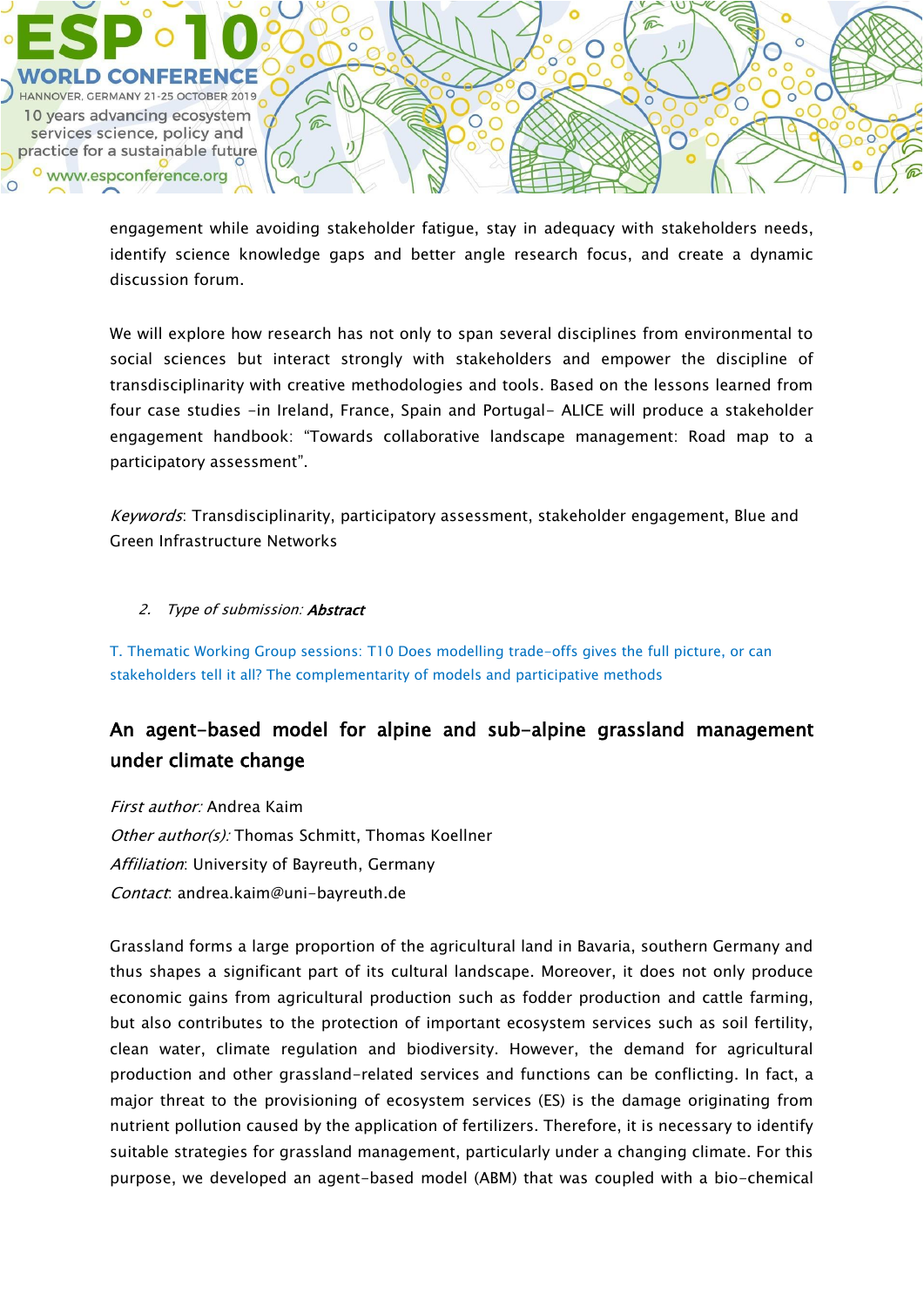engagement while avoiding stakeholder fatigue, stay in adequacy with stakeholders needs, identify science knowledge gaps and better angle research focus, and create a dynamic discussion forum.

We will explore how research has not only to span several disciplines from environmental to social sciences but interact strongly with stakeholders and empower the discipline of transdisciplinarity with creative methodologies and tools. Based on the lessons learned from four case studies -in Ireland, France, Spain and Portugal- ALICE will produce a stakeholder engagement handbook: "Towards collaborative landscape management: Road map to a participatory assessment".

*Keywords*: Transdisciplinarity, participatory assessment, stakeholder engagement, Blue and Green Infrastructure Networks

2. *Type of submission:* ***Abstract***

T. Thematic Working Group sessions: T10 Does modelling trade-offs gives the full picture, or can stakeholders tell it all? The complementarity of models and participative methods

## An agent-based model for alpine and sub-alpine grassland management under climate change

*First author:* Andrea Kaim

*Other author(s):* Thomas Schmitt, Thomas Koellner

*Affiliation*: University of Bayreuth, Germany

*Contact*: andrea.kaim@uni-bayreuth.de

Grassland forms a large proportion of the agricultural land in Bavaria, southern Germany and thus shapes a significant part of its cultural landscape. Moreover, it does not only produce economic gains from agricultural production such as fodder production and cattle farming, but also contributes to the protection of important ecosystem services such as soil fertility, clean water, climate regulation and biodiversity. However, the demand for agricultural production and other grassland-related services and functions can be conflicting. In fact, a major threat to the provisioning of ecosystem services (ES) is the damage originating from nutrient pollution caused by the application of fertilizers. Therefore, it is necessary to identify suitable strategies for grassland management, particularly under a changing climate. For this purpose, we developed an agent-based model (ABM) that was coupled with a bio-chemical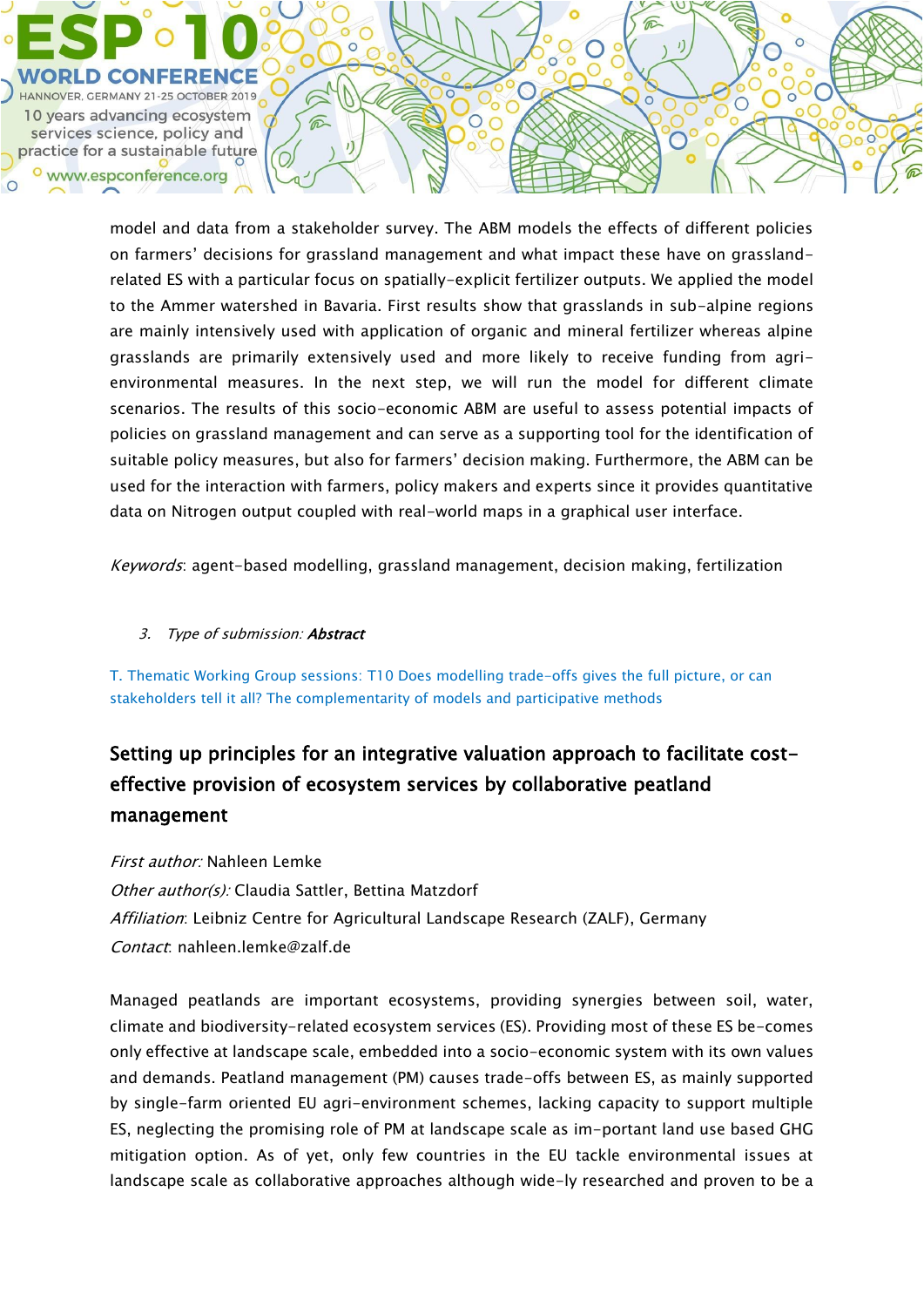model and data from a stakeholder survey. The ABM models the effects of different policies on farmers' decisions for grassland management and what impact these have on grassland-related ES with a particular focus on spatially-explicit fertilizer outputs. We applied the model to the Ammer watershed in Bavaria. First results show that grasslands in sub-alpine regions are mainly intensively used with application of organic and mineral fertilizer whereas alpine grasslands are primarily extensively used and more likely to receive funding from agri-environmental measures. In the next step, we will run the model for different climate scenarios. The results of this socio-economic ABM are useful to assess potential impacts of policies on grassland management and can serve as a supporting tool for the identification of suitable policy measures, but also for farmers' decision making. Furthermore, the ABM can be used for the interaction with farmers, policy makers and experts since it provides quantitative data on Nitrogen output coupled with real-world maps in a graphical user interface.

*Keywords*: agent-based modelling, grassland management, decision making, fertilization

3. *Type of submission:* ***Abstract***

T. Thematic Working Group sessions: T10 Does modelling trade-offs gives the full picture, or can stakeholders tell it all? The complementarity of models and participative methods

## Setting up principles for an integrative valuation approach to facilitate cost-effective provision of ecosystem services by collaborative peatland management

*First author:* Nahleen Lemke
*Other author(s):* Claudia Sattler, Bettina Matzdorf
*Affiliation*: Leibniz Centre for Agricultural Landscape Research (ZALF), Germany
*Contact*: nahleen.lemke@zalf.de

Managed peatlands are important ecosystems, providing synergies between soil, water, climate and biodiversity-related ecosystem services (ES). Providing most of these ES be-comes only effective at landscape scale, embedded into a socio-economic system with its own values and demands. Peatland management (PM) causes trade-offs between ES, as mainly supported by single-farm oriented EU agri-environment schemes, lacking capacity to support multiple ES, neglecting the promising role of PM at landscape scale as im-portant land use based GHG mitigation option. As of yet, only few countries in the EU tackle environmental issues at landscape scale as collaborative approaches although wide-ly researched and proven to be a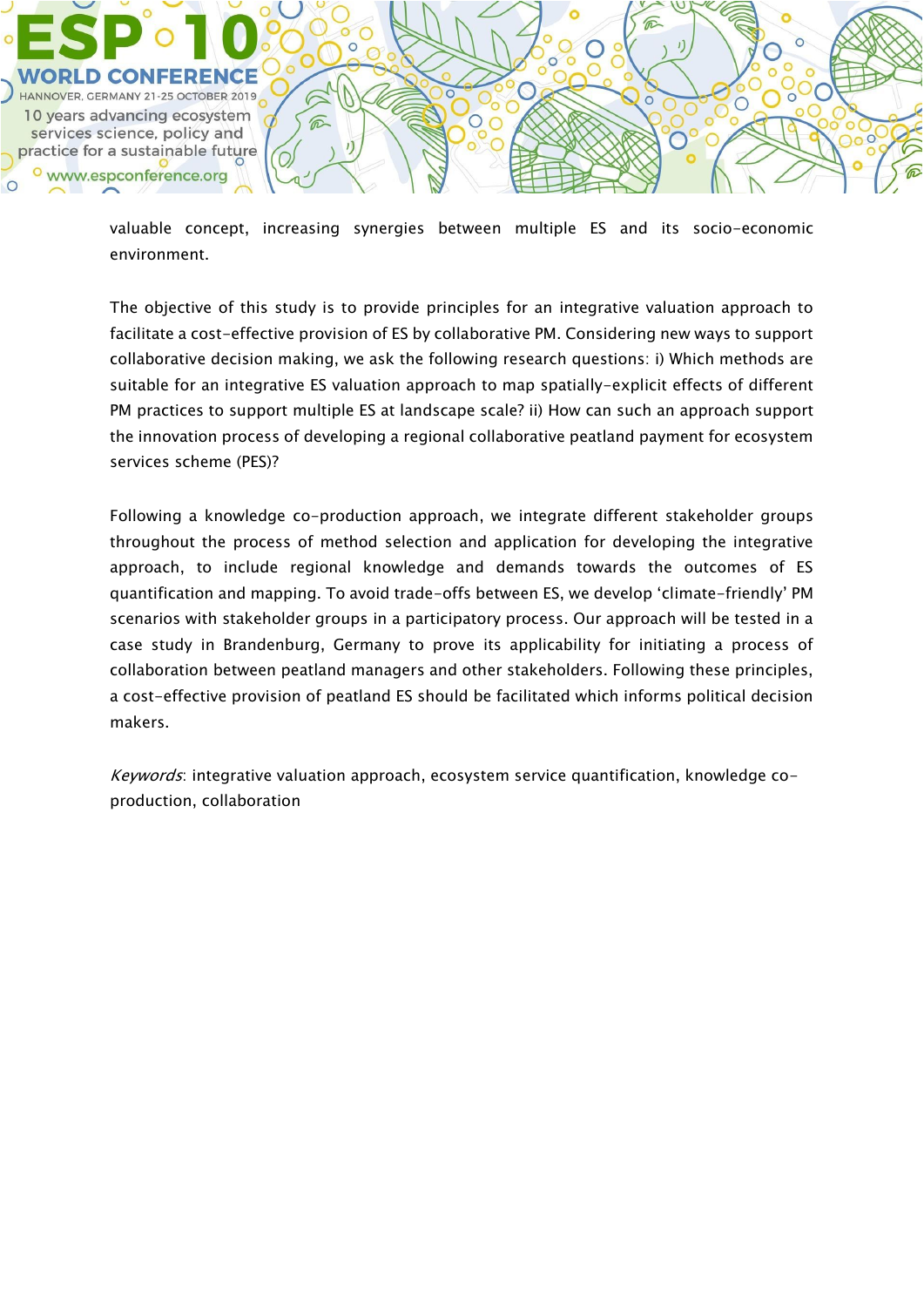valuable concept, increasing synergies between multiple ES and its socio-economic environment.

The objective of this study is to provide principles for an integrative valuation approach to facilitate a cost-effective provision of ES by collaborative PM. Considering new ways to support collaborative decision making, we ask the following research questions: i) Which methods are suitable for an integrative ES valuation approach to map spatially-explicit effects of different PM practices to support multiple ES at landscape scale? ii) How can such an approach support the innovation process of developing a regional collaborative peatland payment for ecosystem services scheme (PES)?

Following a knowledge co-production approach, we integrate different stakeholder groups throughout the process of method selection and application for developing the integrative approach, to include regional knowledge and demands towards the outcomes of ES quantification and mapping. To avoid trade-offs between ES, we develop 'climate-friendly' PM scenarios with stakeholder groups in a participatory process. Our approach will be tested in a case study in Brandenburg, Germany to prove its applicability for initiating a process of collaboration between peatland managers and other stakeholders. Following these principles, a cost-effective provision of peatland ES should be facilitated which informs political decision makers.

*Keywords*: integrative valuation approach, ecosystem service quantification, knowledge co-production, collaboration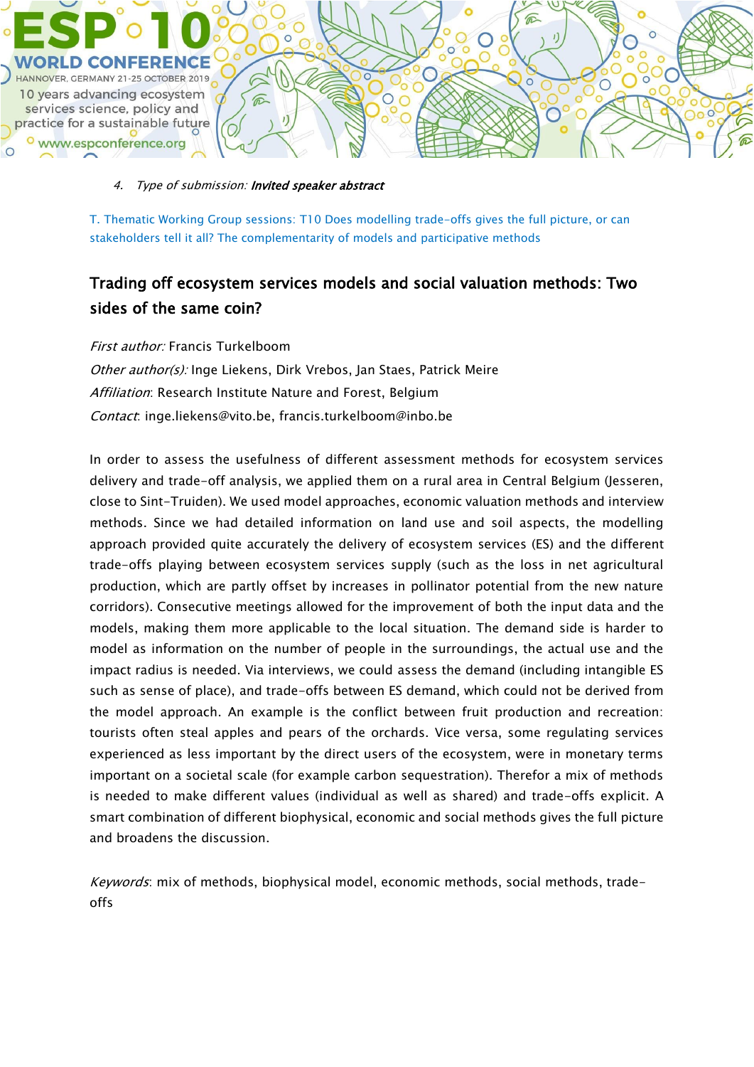4. *Type of submission:* ***Invited speaker abstract***

T. Thematic Working Group sessions: T10 Does modelling trade-offs gives the full picture, or can stakeholders tell it all? The complementarity of models and participative methods

## Trading off ecosystem services models and social valuation methods: Two sides of the same coin?

*First author:* Francis Turkelboom

*Other author(s):* Inge Liekens, Dirk Vrebos, Jan Staes, Patrick Meire

*Affiliation*: Research Institute Nature and Forest, Belgium

*Contact*: inge.liekens@vito.be, francis.turkelboom@inbo.be

In order to assess the usefulness of different assessment methods for ecosystem services delivery and trade-off analysis, we applied them on a rural area in Central Belgium (Jesseren, close to Sint-Truiden). We used model approaches, economic valuation methods and interview methods. Since we had detailed information on land use and soil aspects, the modelling approach provided quite accurately the delivery of ecosystem services (ES) and the different trade-offs playing between ecosystem services supply (such as the loss in net agricultural production, which are partly offset by increases in pollinator potential from the new nature corridors). Consecutive meetings allowed for the improvement of both the input data and the models, making them more applicable to the local situation. The demand side is harder to model as information on the number of people in the surroundings, the actual use and the impact radius is needed. Via interviews, we could assess the demand (including intangible ES such as sense of place), and trade-offs between ES demand, which could not be derived from the model approach. An example is the conflict between fruit production and recreation: tourists often steal apples and pears of the orchards. Vice versa, some regulating services experienced as less important by the direct users of the ecosystem, were in monetary terms important on a societal scale (for example carbon sequestration). Therefor a mix of methods is needed to make different values (individual as well as shared) and trade-offs explicit. A smart combination of different biophysical, economic and social methods gives the full picture and broadens the discussion.

*Keywords*: mix of methods, biophysical model, economic methods, social methods, trade-offs